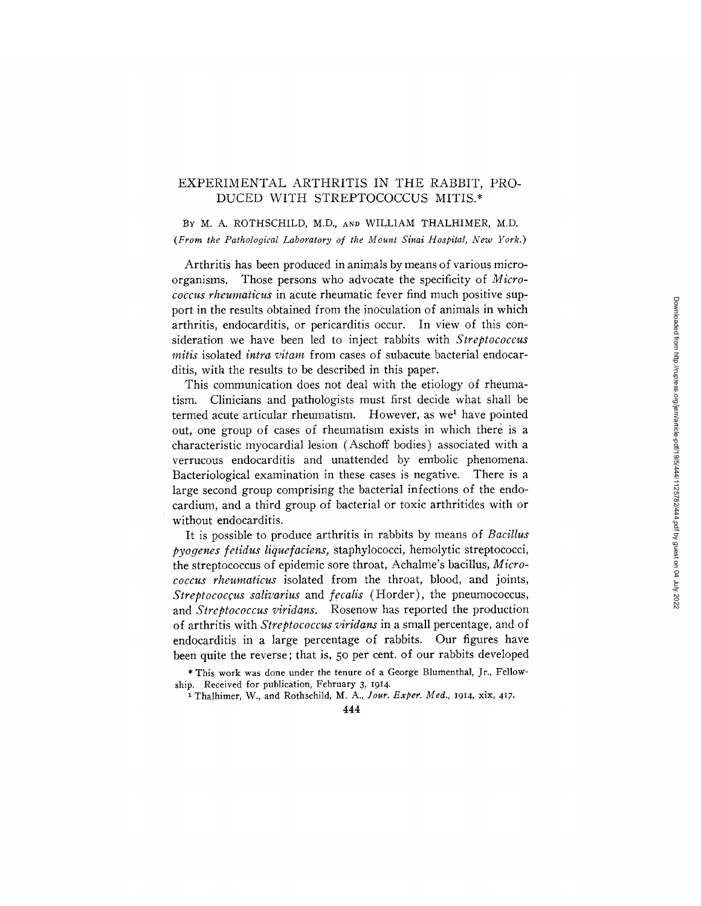# EXPERIMENTAL ARTHRITIS IN THE RABBIT, PRODUCED WITH STREPTOCOCCUS MITIS.*

By M. A. ROTHSCHILD, M.D., AND WILLIAM THALHIMER, M.D.

*(From the Pathological Laboratory of the Mount Sinai Hospital, New York.)*

Arthritis has been produced in animals by means of various microorganisms. Those persons who advocate the specificity of *Micrococcus rheumaticus* in acute rheumatic fever find much positive support in the results obtained from the inoculation of animals in which arthritis, endocarditis, or pericarditis occur. In view of this consideration we have been led to inject rabbits with *Streptococcus mitis* isolated *intra vitam* from cases of subacute bacterial endocarditis, with the results to be described in this paper.

This communication does not deal with the etiology of rheumatism. Clinicians and pathologists must first decide what shall be termed acute articular rheumatism. However, as we[1] have pointed out, one group of cases of rheumatism exists in which there is a characteristic myocardial lesion (Aschoff bodies) associated with a verrucous endocarditis and unattended by embolic phenomena. Bacteriological examination in these cases is negative. There is a large second group comprising the bacterial infections of the endocardium, and a third group of bacterial or toxic arthritides with or without endocarditis.

It is possible to produce arthritis in rabbits by means of *Bacillus pyogenes fetidus liquefaciens*, staphylococci, hemolytic streptococci, the streptococcus of epidemic sore throat, Achalme's bacillus, *Micrococcus rheumaticus* isolated from the throat, blood, and joints, *Streptococcus salivarius* and *fecalis* (Horder), the pneumococcus, and *Streptococcus viridans*. Rosenow has reported the production of arthritis with *Streptococcus viridans* in a small percentage, and of endocarditis in a large percentage of rabbits. Our figures have been quite the reverse; that is, 50 per cent. of our rabbits developed

\* This work was done under the tenure of a George Blumenthal, Jr., Fellowship. Received for publication, February 3, 1914.

[1] Thalhimer, W., and Rothschild, M. A., *Jour. Exper. Med.*, 1914, xix, 417.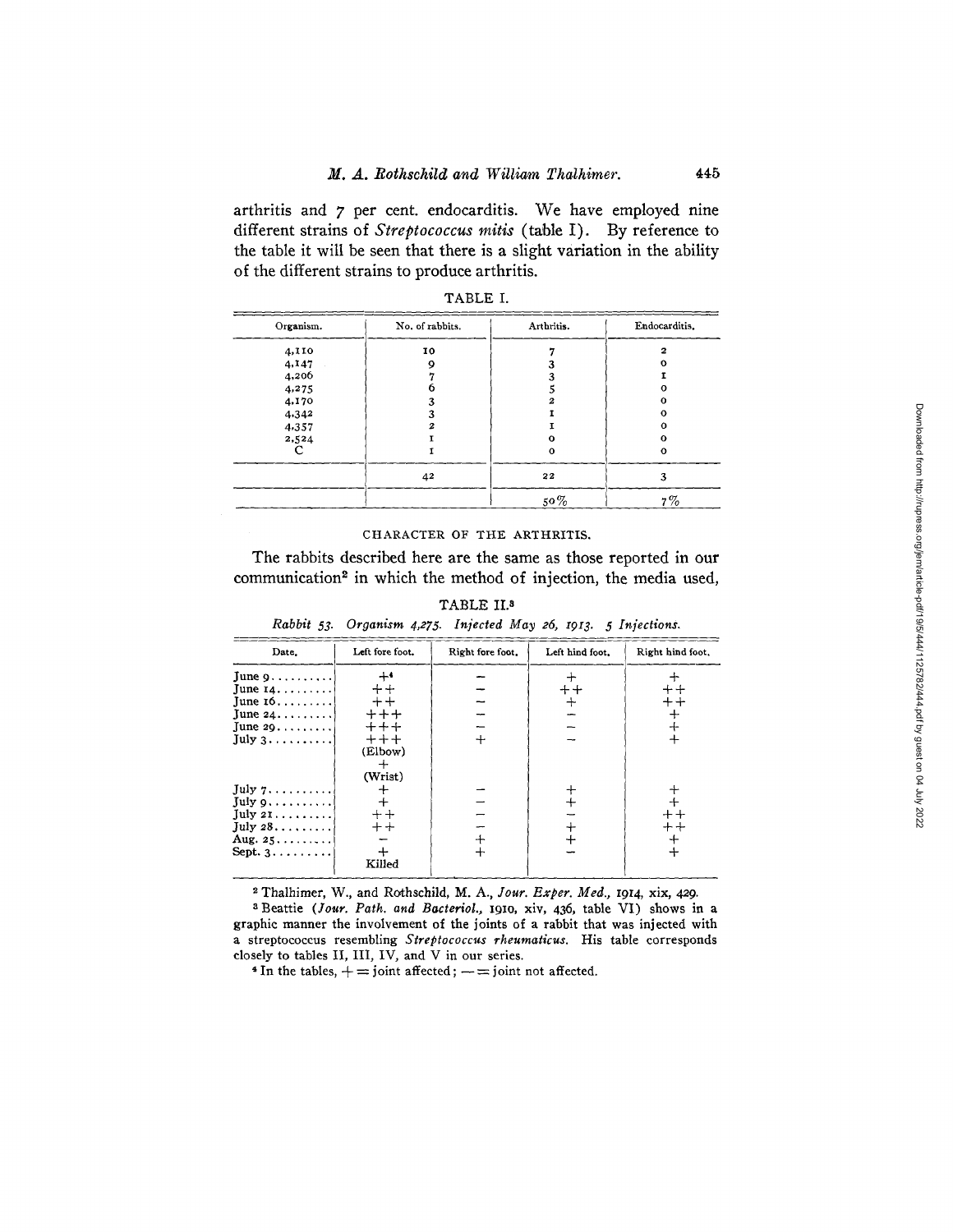arthritis and 7 per cent. endocarditis. We have employed nine different strains of *Streptococcus mitis* (table I). By reference to the table it will be seen that there is a slight variation in the ability of the different strains to produce arthritis.

TABLE I.

| Organism. | No. of rabbits. | Arthritis. | Endocarditis. |
|---|---|---|---|
| 4,110 | 10 | 7 | 2 |
| 4,147 | 9 | 3 | 0 |
| 4,206 | 7 | 3 | 1 |
| 4,275 | 6 | 5 | 0 |
| 4,170 | 3 | 2 | 0 |
| 4,342 | 3 | 1 | 0 |
| 4,357 | 2 | 1 | 0 |
| 2,524 | 1 | 0 | 0 |
| C | 1 | 0 | 0 |
| | 42 | 22 | 3 |
| | | 50% | 7% |

## CHARACTER OF THE ARTHRITIS.

The rabbits described here are the same as those reported in our communication[2] in which the method of injection, the media used,

TABLE II.[3]

*Rabbit 53. Organism 4,275. Injected May 26, 1913. 5 Injections.*

| Date. | Left fore foot. | Right fore foot. | Left hind foot. | Right hind foot. |
|---|---|---|---|---|
| June 9 | +[4] | − | + | + |
| June 14 | ++ | − | ++ | ++ |
| June 16 | ++ | − | + | ++ |
| June 24 | +++ | − | − | + |
| June 29 | +++ | − | − | + |
| July 3 | +++ (Elbow) + (Wrist) | + | − | + |
| July 7 | + | − | + | + |
| July 9 | + | − | + | + |
| July 21 | ++ | − | − | ++ |
| July 28 | ++ | − | + | ++ |
| Aug. 25 | − | + | + | + |
| Sept. 3 | + Killed | + | − | + |

[2] Thalhimer, W., and Rothschild, M. A., *Jour. Exper. Med.*, 1914, xix, 429.

[3] Beattie (*Jour. Path. and Bacteriol.*, 1910, xiv, 436, table VI) shows in a graphic manner the involvement of the joints of a rabbit that was injected with a streptococcus resembling *Streptococcus rheumaticus*. His table corresponds closely to tables II, III, IV, and V in our series.

[4] In the tables, + = joint affected; − = joint not affected.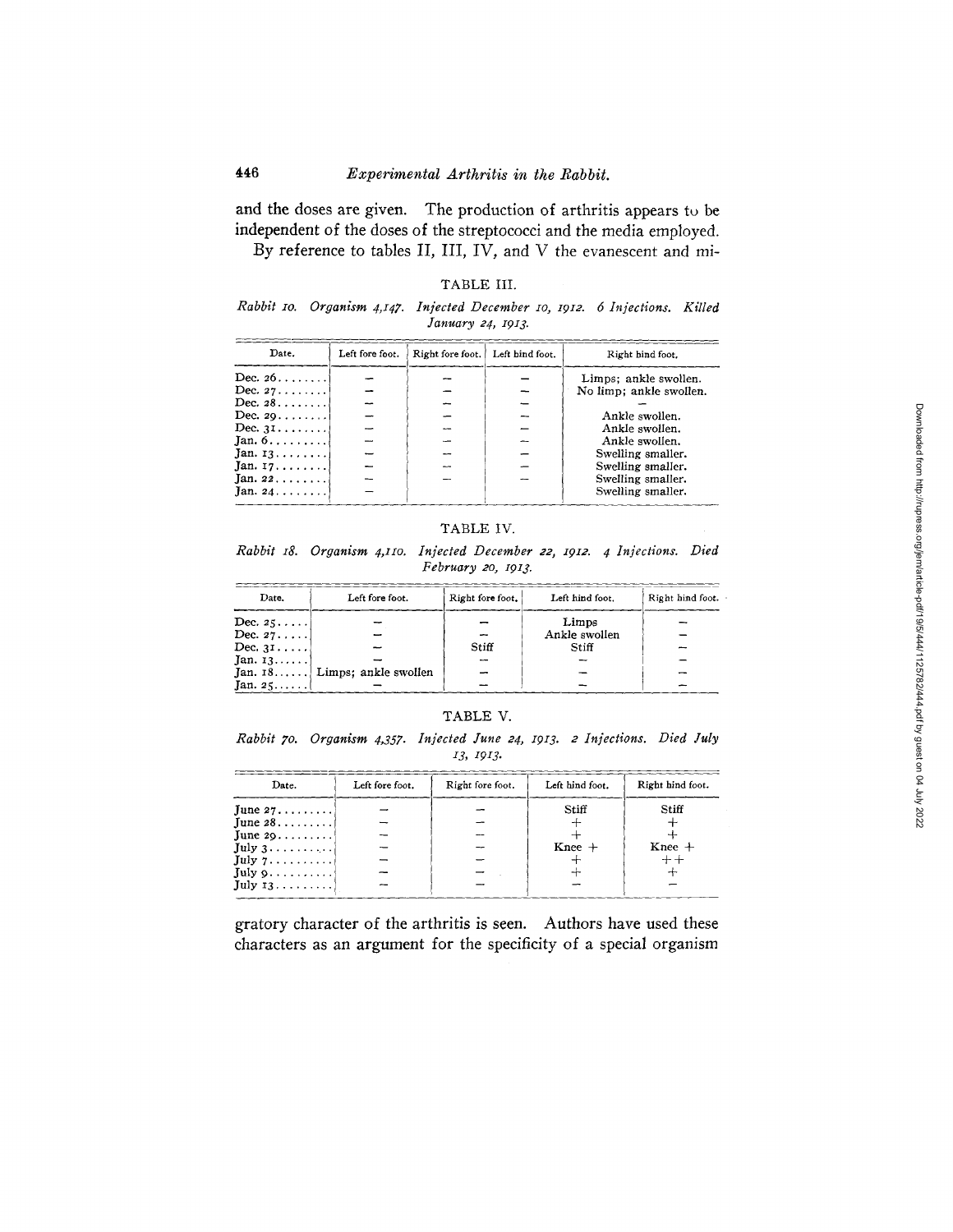and the doses are given. The production of arthritis appears to be independent of the doses of the streptococci and the media employed.

By reference to tables II, III, IV, and V the evanescent and migratory character of the arthritis is seen. Authors have used these characters as an argument for the specificity of a special organism

TABLE III.

*Rabbit 10. Organism 4,147. Injected December 10, 1912. 6 Injections. Killed January 24, 1913.*

| Date. | Left fore foot. | Right fore foot. | Left hind foot. | Right hind foot. |
|---|---|---|---|---|
| Dec. 26 | – | – | – | Limps; ankle swollen. |
| Dec. 27 | – | – | – | No limp; ankle swollen. |
| Dec. 28 | – | – | – | – |
| Dec. 29 | – | – | – | Ankle swollen. |
| Dec. 31 | – | – | – | Ankle swollen. |
| Jan. 6 | – | – | – | Ankle swollen. |
| Jan. 13 | – | – | – | Swelling smaller. |
| Jan. 17 | – | – | – | Swelling smaller. |
| Jan. 22 | – | – | – | Swelling smaller. |
| Jan. 24 | – | | | Swelling smaller. |

TABLE IV.

*Rabbit 18. Organism 4,110. Injected December 22, 1912. 4 Injections. Died February 20, 1913.*

| Date. | Left fore foot. | Right fore foot. | Left hind foot. | Right hind foot. |
|---|---|---|---|---|
| Dec. 25 | – | – | Limps | – |
| Dec. 27 | – | – | Ankle swollen | – |
| Dec. 31 | – | Stiff | Stiff | – |
| Jan. 13 | – | – | – | – |
| Jan. 18 | Limps; ankle swollen | – | – | – |
| Jan. 25 | – | – | – | – |

TABLE V.

*Rabbit 70. Organism 4,357. Injected June 24, 1913. 2 Injections. Died July 13, 1913.*

| Date. | Left fore foot. | Right fore foot. | Left hind foot. | Right hind foot. |
|---|---|---|---|---|
| June 27 | – | – | Stiff | Stiff |
| June 28 | – | – | + | + |
| June 29 | – | – | + | + |
| July 3 | – | – | Knee + | Knee + |
| July 7 | – | – | + | ++ |
| July 9 | – | – | + | + |
| July 13 | – | – | – | – |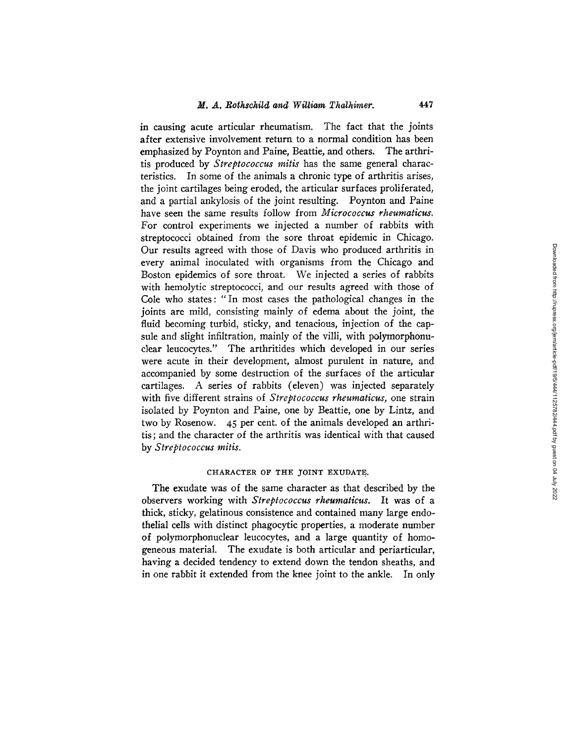in causing acute articular rheumatism. The fact that the joints after extensive involvement return to a normal condition has been emphasized by Poynton and Paine, Beattie, and others. The arthritis produced by *Streptococcus mitis* has the same general characteristics. In some of the animals a chronic type of arthritis arises, the joint cartilages being eroded, the articular surfaces proliferated, and a partial ankylosis of the joint resulting. Poynton and Paine have seen the same results follow from *Micrococcus rheumaticus*. For control experiments we injected a number of rabbits with streptococci obtained from the sore throat epidemic in Chicago. Our results agreed with those of Davis who produced arthritis in every animal inoculated with organisms from the Chicago and Boston epidemics of sore throat. We injected a series of rabbits with hemolytic streptococci, and our results agreed with those of Cole who states: "In most cases the pathological changes in the joints are mild, consisting mainly of edema about the joint, the fluid becoming turbid, sticky, and tenacious, injection of the capsule and slight infiltration, mainly of the villi, with polymorphonuclear leucocytes." The arthritides which developed in our series were acute in their development, almost purulent in nature, and accompanied by some destruction of the surfaces of the articular cartilages. A series of rabbits (eleven) was injected separately with five different strains of *Streptococcus rheumaticus*, one strain isolated by Poynton and Paine, one by Beattie, one by Lintz, and two by Rosenow. 45 per cent. of the animals developed an arthritis; and the character of the arthritis was identical with that caused by *Streptococcus mitis*.

## CHARACTER OF THE JOINT EXUDATE.

The exudate was of the same character as that described by the observers working with *Streptococcus rheumaticus*. It was of a thick, sticky, gelatinous consistence and contained many large endothelial cells with distinct phagocytic properties, a moderate number of polymorphonuclear leucocytes, and a large quantity of homogeneous material. The exudate is both articular and periarticular, having a decided tendency to extend down the tendon sheaths, and in one rabbit it extended from the knee joint to the ankle. In only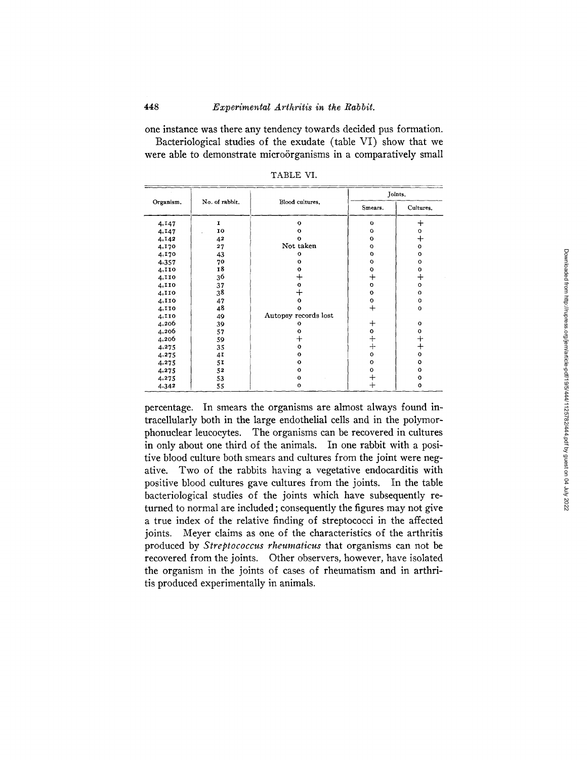one instance was there any tendency towards decided pus formation.

Bacteriological studies of the exudate (table VI) show that we were able to demonstrate microörganisms in a comparatively small percentage. In smears the organisms are almost always found intracellularly both in the large endothelial cells and in the polymorphonuclear leucocytes. The organisms can be recovered in cultures in only about one third of the animals. In one rabbit with a positive blood culture both smears and cultures from the joint were negative. Two of the rabbits having a vegetative endocarditis with positive blood cultures gave cultures from the joints. In the table bacteriological studies of the joints which have subsequently returned to normal are included; consequently the figures may not give a true index of the relative finding of streptococci in the affected joints. Meyer claims as one of the characteristics of the arthritis produced by *Streptococcus rheumaticus* that organisms can not be recovered from the joints. Other observers, however, have isolated the organism in the joints of cases of rheumatism and in arthritis produced experimentally in animals.

TABLE VI.

| Organism. | No. of rabbit. | Blood cultures. | Joints. | |
|---|---|---|---|---|
| | | | Smears. | Cultures. |
| 4,147 | 1 | 0 | 0 | + |
| 4,147 | 10 | 0 | 0 | 0 |
| 4,142 | 42 | 0 | 0 | + |
| 4,170 | 27 | Not taken | 0 | 0 |
| 4,170 | 43 | 0 | 0 | 0 |
| 4,357 | 70 | 0 | 0 | 0 |
| 4,110 | 18 | 0 | 0 | 0 |
| 4,110 | 36 | + | + | + |
| 4,110 | 37 | 0 | 0 | 0 |
| 4,110 | 38 | + | 0 | 0 |
| 4,110 | 47 | 0 | 0 | 0 |
| 4,110 | 48 | 0 | + | 0 |
| 4,110 | 49 | Autopsy records lost | | |
| 4,206 | 39 | 0 | + | 0 |
| 4,206 | 57 | 0 | 0 | 0 |
| 4,206 | 59 | + | + | + |
| 4,275 | 35 | 0 | + | + |
| 4,275 | 41 | 0 | 0 | 0 |
| 4,275 | 51 | 0 | 0 | 0 |
| 4,275 | 52 | 0 | 0 | 0 |
| 4,275 | 53 | 0 | + | 0 |
| 4,342 | 55 | 0 | + | 0 |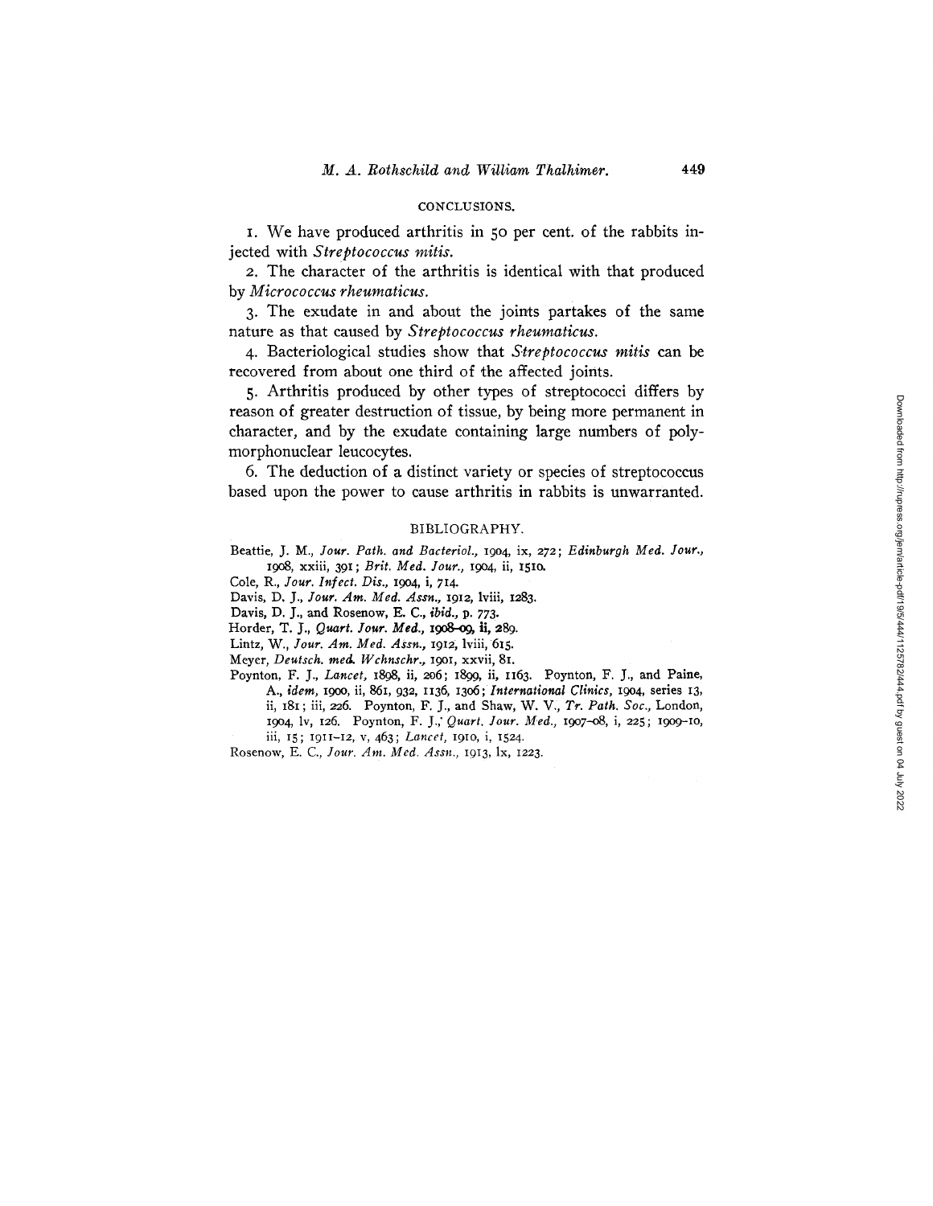## CONCLUSIONS.

1. We have produced arthritis in 50 per cent. of the rabbits injected with *Streptococcus mitis*.

2. The character of the arthritis is identical with that produced by *Micrococcus rheumaticus*.

3. The exudate in and about the joints partakes of the same nature as that caused by *Streptococcus rheumaticus*.

4. Bacteriological studies show that *Streptococcus mitis* can be recovered from about one third of the affected joints.

5. Arthritis produced by other types of streptococci differs by reason of greater destruction of tissue, by being more permanent in character, and by the exudate containing large numbers of polymorphonuclear leucocytes.

6. The deduction of a distinct variety or species of streptococcus based upon the power to cause arthritis in rabbits is unwarranted.

## BIBLIOGRAPHY.

Beattie, J. M., *Jour. Path. and Bacteriol.*, 1904, ix, 272; *Edinburgh Med. Jour.*, 1908, xxiii, 391; *Brit. Med. Jour.*, 1904, ii, 1510.

Cole, R., *Jour. Infect. Dis.*, 1904, i, 714.

Davis, D. J., *Jour. Am. Med. Assn.*, 1912, lviii, 1283.

Davis, D. J., and Rosenow, E. C., *ibid.*, p. 773.

Horder, T. J., *Quart. Jour. Med.*, 1908–09, ii, 289.

Lintz, W., *Jour. Am. Med. Assn.*, 1912, lviii, 615.

Meyer, *Deutsch. med. Wchnschr.*, 1901, xxvii, 81.

Poynton, F. J., *Lancet*, 1898, ii, 206; 1899, ii, 1163. Poynton, F. J., and Paine, A., *idem*, 1900, ii, 861, 932, 1136, 1306; *International Clinics*, 1904, series 13, ii, 181; iii, 226. Poynton, F. J., and Shaw, W. V., *Tr. Path. Soc.*, London, 1904, lv, 126. Poynton, F. J., *Quart. Jour. Med.*, 1907–08, i, 225; 1909–10, iii, 15; 1911–12, v, 463; *Lancet*, 1910, i, 1524.

Rosenow, E. C., *Jour. Am. Med. Assn.*, 1913, lx, 1223.